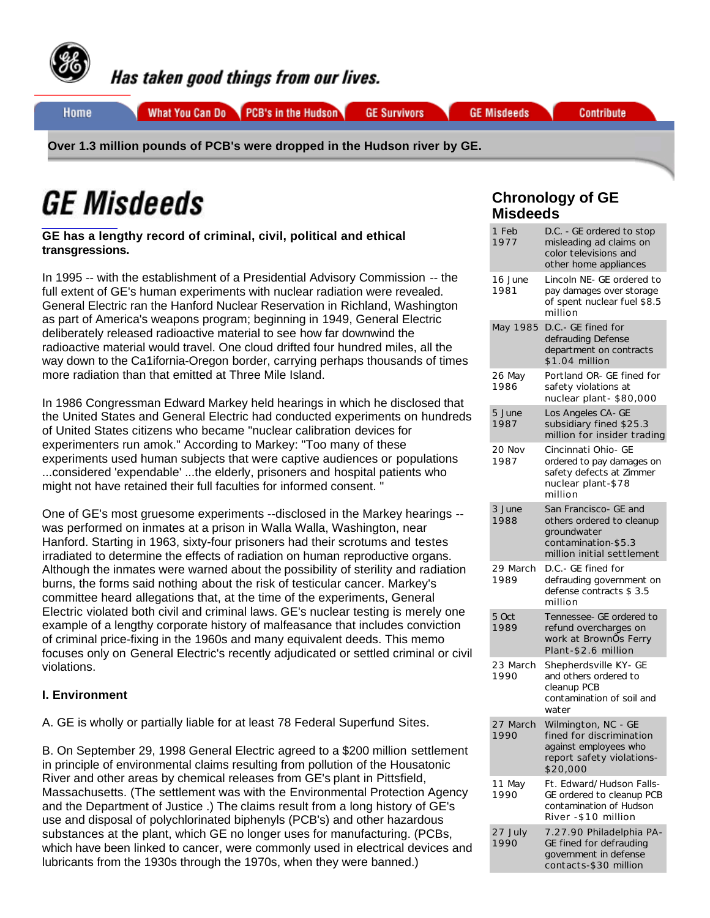Has taken good things from our lives.

Home | What You Can Do | PCB's in the Hudson | GE Survivors | GE Misdeeds | Contribute

**Over 1.3 million pounds of PCB's were dropped in the Hudson river by GE.**

# GE Misdeeds

**GE has a lengthy record of criminal, civil, political and ethical transgressions.**

In 1995 -- with the establishment of a Presidential Advisory Commission -- the full extent of GE's human experiments with nuclear radiation were revealed. General Electric ran the Hanford Nuclear Reservation in Richland, Washington as part of America's weapons program; beginning in 1949, General Electric deliberately released radioactive material to see how far downwind the radioactive material would travel. One cloud drifted four hundred miles, all the way down to the Ca1ifornia-Oregon border, carrying perhaps thousands of times more radiation than that emitted at Three Mile Island.

In 1986 Congressman Edward Markey held hearings in which he disclosed that the United States and General Electric had conducted experiments on hundreds of United States citizens who became "nuclear calibration devices for experimenters run amok." According to Markey: "Too many of these experiments used human subjects that were captive audiences or populations ...considered 'expendable' ...the elderly, prisoners and hospital patients who might not have retained their full faculties for informed consent. "

One of GE's most gruesome experiments --disclosed in the Markey hearings -- was performed on inmates at a prison in Walla Walla, Washington, near Hanford. Starting in 1963, sixty-four prisoners had their scrotums and testes irradiated to determine the effects of radiation on human reproductive organs. Although the inmates were warned about the possibility of sterility and radiation burns, the forms said nothing about the risk of testicular cancer. Markey's committee heard allegations that, at the time of the experiments, General Electric violated both civil and criminal laws. GE's nuclear testing is merely one example of a lengthy corporate history of malfeasance that includes conviction of criminal price-fixing in the 1960s and many equivalent deeds. This memo focuses only on General Electric's recently adjudicated or settled criminal or civil violations.

### I. Environment

A. GE is wholly or partially liable for at least 78 Federal Superfund Sites.

B. On September 29, 1998 General Electric agreed to a $200 million settlement in principle of environmental claims resulting from pollution of the Housatonic River and other areas by chemical releases from GE's plant in Pittsfield, Massachusetts. (The settlement was with the Environmental Protection Agency and the Department of Justice .) The claims result from a long history of GE's use and disposal of polychlorinated biphenyls (PCB's) and other hazardous substances at the plant, which GE no longer uses for manufacturing. (PCBs, which have been linked to cancer, were commonly used in electrical devices and lubricants from the 1930s through the 1970s, when they were banned.)

## Chronology of GE Misdeeds

| Date | Misdeed |
|---|---|
| 1 Feb 1977 | D.C. - GE ordered to stop misleading ad claims on color televisions and other home appliances |
| 16 June 1981 | Lincoln NE- GE ordered to pay damages over storage of spent nuclear fuel $8.5 million |
| May 1985 | D.C.- GE fined for defrauding Defense department on contracts $1.04 million |
| 26 May 1986 | Portland OR- GE fined for safety violations at nuclear plant- $80,000 |
| 5 June 1987 | Los Angeles CA- GE subsidiary fined $25.3 million for insider trading |
| 20 Nov 1987 | Cincinnati Ohio- GE ordered to pay damages on safety defects at Zimmer nuclear plant-$78 million |
| 3 June 1988 | San Francisco- GE and others ordered to cleanup groundwater contamination-$5.3 million initial settlement |
| 29 March 1989 | D.C.- GE fined for defrauding government on defense contracts $ 3.5 million |
| 5 Oct 1989 | Tennessee- GE ordered to refund overcharges on work at BrownÕs Ferry Plant-$2.6 million |
| 23 March 1990 | Shephersdville KY- GE and others ordered to cleanup PCB contamination of soil and water |
| 27 March 1990 | Wilmington, NC - GE fined for discrimination against employees who report safety violations- $20,000 |
| 11 May 1990 | Ft. Edward/Hudson Falls- GE ordered to cleanup PCB contamination of Hudson River -$10 million |
| 27 July 1990 | 7.27.90 Philadelphia PA- GE fined for defrauding government in defense contacts-$30 million |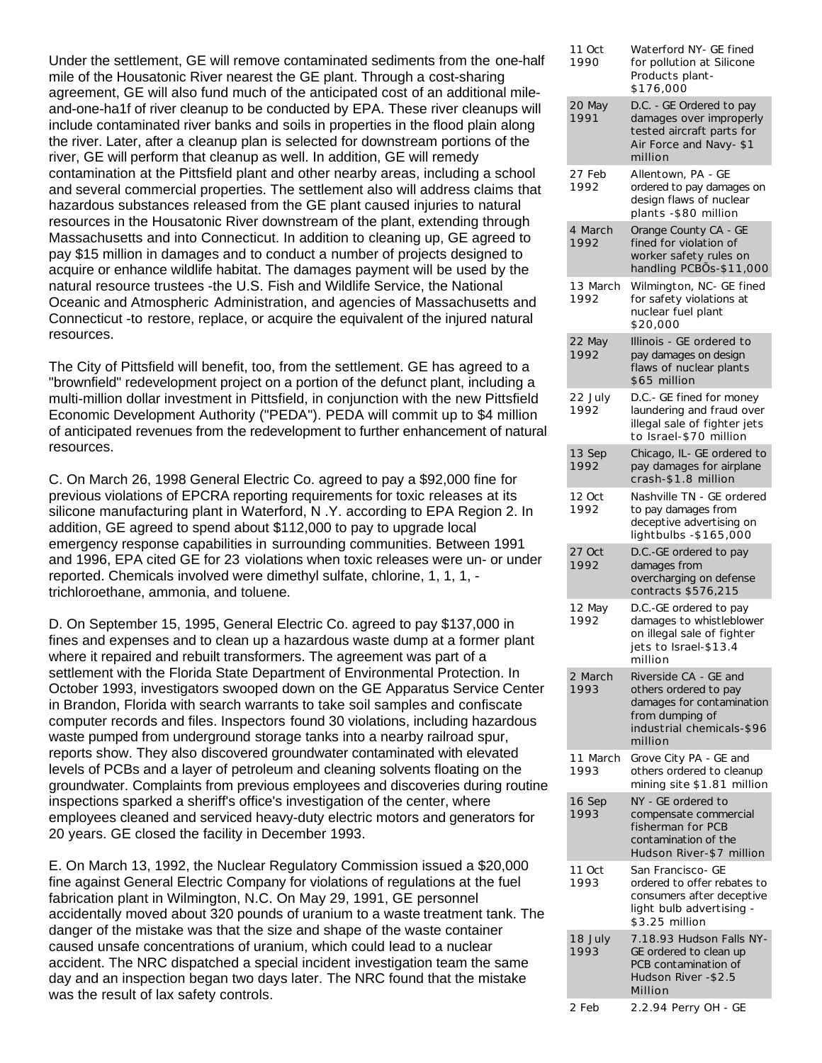Under the settlement, GE will remove contaminated sediments from the one-half mile of the Housatonic River nearest the GE plant. Through a cost-sharing agreement, GE will also fund much of the anticipated cost of an additional mile-and-one-ha1f of river cleanup to be conducted by EPA. These river cleanups will include contaminated river banks and soils in properties in the flood plain along the river. Later, after a cleanup plan is selected for downstream portions of the river, GE will perform that cleanup as well. In addition, GE will remedy contamination at the Pittsfield plant and other nearby areas, including a school and several commercial properties. The settlement also will address claims that hazardous substances released from the GE plant caused injuries to natural resources in the Housatonic River downstream of the plant, extending through Massachusetts and into Connecticut. In addition to cleaning up, GE agreed to pay $15 million in damages and to conduct a number of projects designed to acquire or enhance wildlife habitat. The damages payment will be used by the natural resource trustees -the U.S. Fish and Wildlife Service, the National Oceanic and Atmospheric Administration, and agencies of Massachusetts and Connecticut -to restore, replace, or acquire the equivalent of the injured natural resources.

The City of Pittsfield will benefit, too, from the settlement. GE has agreed to a "brownfield" redevelopment project on a portion of the defunct plant, including a multi-million dollar investment in Pittsfield, in conjunction with the new Pittsfield Economic Development Authority ("PEDA"). PEDA will commit up to $4 million of anticipated revenues from the redevelopment to further enhancement of natural resources.

C. On March 26, 1998 General Electric Co. agreed to pay a $92,000 fine for previous violations of EPCRA reporting requirements for toxic releases at its silicone manufacturing plant in Waterford, N .Y. according to EPA Region 2. In addition, GE agreed to spend about $112,000 to pay to upgrade local emergency response capabilities in surrounding communities. Between 1991 and 1996, EPA cited GE for 23 violations when toxic releases were un- or under reported. Chemicals involved were dimethyl sulfate, chlorine, 1, 1, 1, -trichloroethane, ammonia, and toluene.

D. On September 15, 1995, General Electric Co. agreed to pay $137,000 in fines and expenses and to clean up a hazardous waste dump at a former plant where it repaired and rebuilt transformers. The agreement was part of a settlement with the Florida State Department of Environmental Protection. In October 1993, investigators swooped down on the GE Apparatus Service Center in Brandon, Florida with search warrants to take soil samples and confiscate computer records and files. Inspectors found 30 violations, including hazardous waste pumped from underground storage tanks into a nearby railroad spur, reports show. They also discovered groundwater contaminated with elevated levels of PCBs and a layer of petroleum and cleaning solvents floating on the groundwater. Complaints from previous employees and discoveries during routine inspections sparked a sheriff's office's investigation of the center, where employees cleaned and serviced heavy-duty electric motors and generators for 20 years. GE closed the facility in December 1993.

E. On March 13, 1992, the Nuclear Regulatory Commission issued a $20,000 fine against General Electric Company for violations of regulations at the fuel fabrication plant in Wilmington, N.C. On May 29, 1991, GE personnel accidentally moved about 320 pounds of uranium to a waste treatment tank. The danger of the mistake was that the size and shape of the waste container caused unsafe concentrations of uranium, which could lead to a nuclear accident. The NRC dispatched a special incident investigation team the same day and an inspection began two days later. The NRC found that the mistake was the result of lax safety controls.

| | |
|---|---|
| 11 Oct 1990 | Waterford NY- GE fined for pollution at Silicone Products plant- $176,000 |
| 20 May 1991 | D.C. - GE Ordered to pay damages over improperly tested aircraft parts for Air Force and Navy- $1 million |
| 27 Feb 1992 | Allentown, PA - GE ordered to pay damages on design flaws of nuclear plants -$80 million |
| 4 March 1992 | Orange County CA - GE fined for violation of worker safety rules on handling PCBÕs-$11,000 |
| 13 March 1992 | Wilmington, NC- GE fined for safety violations at nuclear fuel plant $20,000 |
| 22 May 1992 | Illinois - GE ordered to pay damages on design flaws of nuclear plants $65 million |
| 22 July 1992 | D.C.- GE fined for money laundering and fraud over illegal sale of fighter jets to Israel-$70 million |
| 13 Sep 1992 | Chicago, IL- GE ordered to pay damages for airplane crash-$1.8 million |
| 12 Oct 1992 | Nashville TN - GE ordered to pay damages from deceptive advertising on lightbulbs -$165,000 |
| 27 Oct 1992 | D.C.-GE ordered to pay damages from overcharging on defense contracts $576,215 |
| 12 May 1992 | D.C.-GE ordered to pay damages to whistleblower on illegal sale of fighter jets to Israel-$13.4 million |
| 2 March 1993 | Riverside CA - GE and others ordered to pay damages for contamination from dumping of industrial chemicals-$96 million |
| 11 March 1993 | Grove City PA - GE and others ordered to cleanup mining site $1.81 million |
| 16 Sep 1993 | NY - GE ordered to compensate commercial fisherman for PCB contamination of the Hudson River-$7 million |
| 11 Oct 1993 | San Francisco- GE ordered to offer rebates to consumers after deceptive light bulb advertising - $3.25 million |
| 18 July 1993 | 7.18.93 Hudson Falls NY- GE ordered to clean up PCB contamination of Hudson River -$2.5 Million |
| 2 Feb | 2.2.94 Perry OH - GE |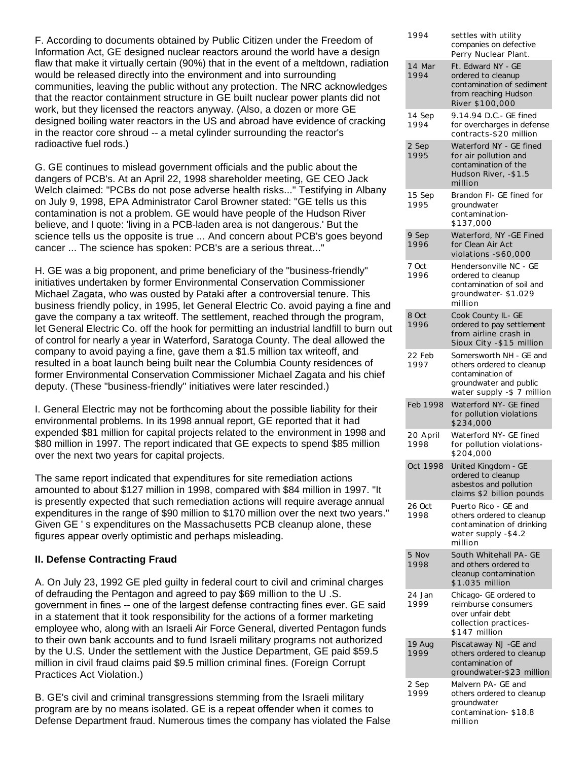F. According to documents obtained by Public Citizen under the Freedom of Information Act, GE designed nuclear reactors around the world have a design flaw that make it virtually certain (90%) that in the event of a meltdown, radiation would be released directly into the environment and into surrounding communities, leaving the public without any protection. The NRC acknowledges that the reactor containment structure in GE built nuclear power plants did not work, but they licensed the reactors anyway. (Also, a dozen or more GE designed boiling water reactors in the US and abroad have evidence of cracking in the reactor core shroud -- a metal cylinder surrounding the reactor's radioactive fuel rods.)

G. GE continues to mislead government officials and the public about the dangers of PCB's. At an April 22, 1998 shareholder meeting, GE CEO Jack Welch claimed: "PCBs do not pose adverse health risks..." Testifying in Albany on July 9, 1998, EPA Administrator Carol Browner stated: "GE tells us this contamination is not a problem. GE would have people of the Hudson River believe, and I quote: 'living in a PCB-laden area is not dangerous.' But the science tells us the opposite is true ... And concern about PCB's goes beyond cancer ... The science has spoken: PCB's are a serious threat..."

H. GE was a big proponent, and prime beneficiary of the "business-friendly" initiatives undertaken by former Environmental Conservation Commissioner Michael Zagata, who was ousted by Pataki after a controversial tenure. This business friendly policy, in 1995, let General Electric Co. avoid paying a fine and gave the company a tax writeoff. The settlement, reached through the program, let General Electric Co. off the hook for permitting an industrial landfill to burn out of control for nearly a year in Waterford, Saratoga County. The deal allowed the company to avoid paying a fine, gave them a $1.5 million tax writeoff, and resulted in a boat launch being built near the Columbia County residences of former Environmental Conservation Commissioner Michael Zagata and his chief deputy. (These "business-friendly" initiatives were later rescinded.)

I. General Electric may not be forthcoming about the possible liability for their environmental problems. In its 1998 annual report, GE reported that it had expended $81 million for capital projects related to the environment in 1998 and $80 million in 1997. The report indicated that GE expects to spend $85 million over the next two years for capital projects.

The same report indicated that expenditures for site remediation actions amounted to about $127 million in 1998, compared with $84 million in 1997. "It is presently expected that such remediation actions will require average annual expenditures in the range of $90 million to $170 million over the next two years." Given GE ' s expenditures on the Massachusetts PCB cleanup alone, these figures appear overly optimistic and perhaps misleading.

### II. Defense Contracting Fraud

A. On July 23, 1992 GE pled guilty in federal court to civil and criminal charges of defrauding the Pentagon and agreed to pay $69 million to the U .S. government in fines -- one of the largest defense contracting fines ever. GE said in a statement that it took responsibility for the actions of a former marketing employee who, along with an Israeli Air Force General, diverted Pentagon funds to their own bank accounts and to fund Israeli military programs not authorized by the U.S. Under the settlement with the Justice Department, GE paid $59.5 million in civil fraud claims paid $9.5 million criminal fines. (Foreign Corrupt Practices Act Violation.)

B. GE's civil and criminal transgressions stemming from the Israeli military program are by no means isolated. GE is a repeat offender when it comes to Defense Department fraud. Numerous times the company has violated the False

| | |
|---|---|
| 1994 | settles with utility companies on defective Perry Nuclear Plant. |
| 14 Mar 1994 | Ft. Edward NY - GE ordered to cleanup contamination of sediment from reaching Hudson River $100,000 |
| 14 Sep 1994 | 9.14.94 D.C.- GE fined for overcharges in defense contracts-$20 million |
| 2 Sep 1995 | Waterford NY - GE fined for air pollution and contamination of the Hudson River, -$1.5 million |
| 15 Sep 1995 | Brandon Fl- GE fined for groundwater contamination- $137,000 |
| 9 Sep 1996 | Waterford, NY -GE Fined for Clean Air Act violations -$60,000 |
| 7 Oct 1996 | Hendersonville NC - GE ordered to cleanup contamination of soil and groundwater- $1.029 million |
| 8 Oct 1996 | Cook County IL- GE ordered to pay settlement from airline crash in Sioux City -$15 million |
| 22 Feb 1997 | Somersworth NH - GE and others ordered to cleanup contamination of groundwater and public water supply -$ 7 million |
| Feb 1998 | Waterford NY- GE fined for pollution violations $234,000 |
| 20 April 1998 | Waterford NY- GE fined for pollution violations- $204,000 |
| Oct 1998 | United Kingdom - GE ordered to cleanup asbestos and pollution claims $2 billion pounds |
| 26 Oct 1998 | Puerto Rico - GE and others ordered to cleanup contamination of drinking water supply -$4.2 million |
| 5 Nov 1998 | South Whitehall PA- GE and others ordered to cleanup contamination $1.035 million |
| 24 Jan 1999 | Chicago- GE ordered to reimburse consumers over unfair debt collection practices- $147 million |
| 19 Aug 1999 | Piscataway NJ -GE and others ordered to cleanup contamination of groundwater-$23 million |
| 2 Sep 1999 | Malvern PA- GE and others ordered to cleanup groundwater contamination- $18.8 million |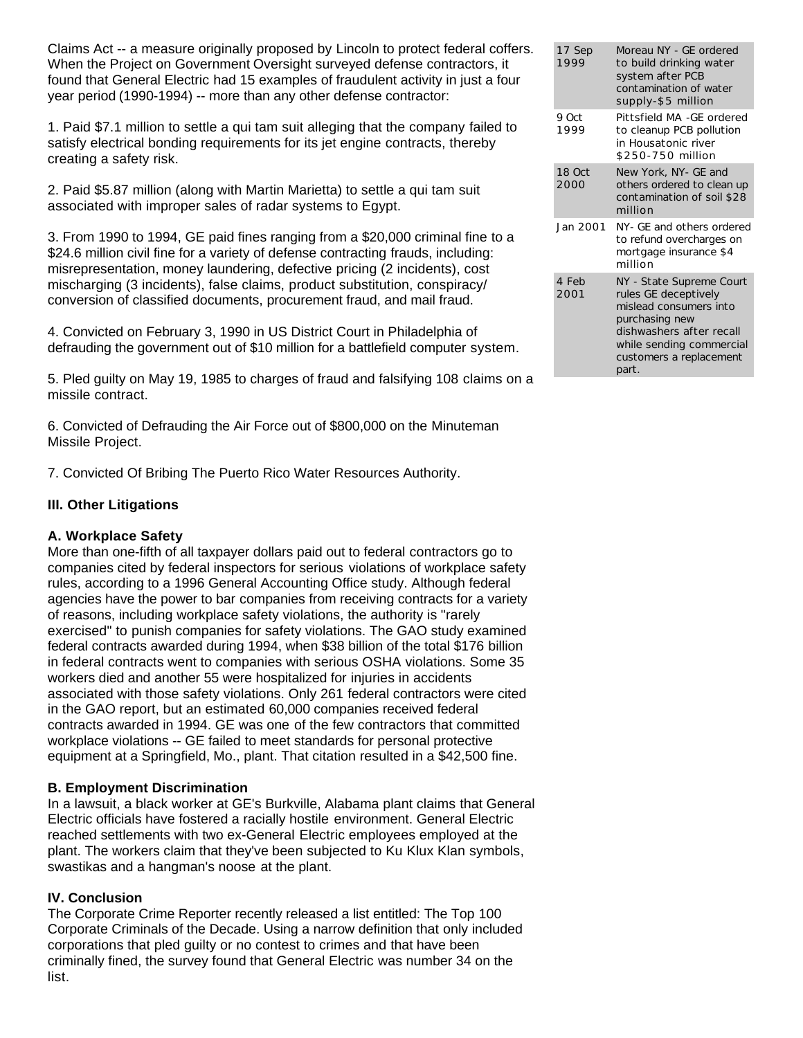Claims Act -- a measure originally proposed by Lincoln to protect federal coffers. When the Project on Government Oversight surveyed defense contractors, it found that General Electric had 15 examples of fraudulent activity in just a four year period (1990-1994) -- more than any other defense contractor:

1. Paid $7.1 million to settle a qui tam suit alleging that the company failed to satisfy electrical bonding requirements for its jet engine contracts, thereby creating a safety risk.

2. Paid $5.87 million (along with Martin Marietta) to settle a qui tam suit associated with improper sales of radar systems to Egypt.

3. From 1990 to 1994, GE paid fines ranging from a $20,000 criminal fine to a $24.6 million civil fine for a variety of defense contracting frauds, including: misrepresentation, money laundering, defective pricing (2 incidents), cost mischarging (3 incidents), false claims, product substitution, conspiracy/ conversion of classified documents, procurement fraud, and mail fraud.

4. Convicted on February 3, 1990 in US District Court in Philadelphia of defrauding the government out of $10 million for a battlefield computer system.

5. Pled guilty on May 19, 1985 to charges of fraud and falsifying 108 claims on a missile contract.

6. Convicted of Defrauding the Air Force out of $800,000 on the Minuteman Missile Project.

7. Convicted Of Bribing The Puerto Rico Water Resources Authority.

### III. Other Litigations

#### A. Workplace Safety

More than one-fifth of all taxpayer dollars paid out to federal contractors go to companies cited by federal inspectors for serious violations of workplace safety rules, according to a 1996 General Accounting Office study. Although federal agencies have the power to bar companies from receiving contracts for a variety of reasons, including workplace safety violations, the authority is "rarely exercised" to punish companies for safety violations. The GAO study examined federal contracts awarded during 1994, when $38 billion of the total $176 billion in federal contracts went to companies with serious OSHA violations. Some 35 workers died and another 55 were hospitalized for injuries in accidents associated with those safety violations. Only 261 federal contractors were cited in the GAO report, but an estimated 60,000 companies received federal contracts awarded in 1994. GE was one of the few contractors that committed workplace violations -- GE failed to meet standards for personal protective equipment at a Springfield, Mo., plant. That citation resulted in a $42,500 fine.

#### B. Employment Discrimination

In a lawsuit, a black worker at GE's Burkville, Alabama plant claims that General Electric officials have fostered a racially hostile environment. General Electric reached settlements with two ex-General Electric employees employed at the plant. The workers claim that they've been subjected to Ku Klux Klan symbols, swastikas and a hangman's noose at the plant.

### IV. Conclusion

The Corporate Crime Reporter recently released a list entitled: The Top 100 Corporate Criminals of the Decade. Using a narrow definition that only included corporations that pled guilty or no contest to crimes and that have been criminally fined, the survey found that General Electric was number 34 on the list.

| | |
|---|---|
| 17 Sep 1999 | Moreau NY - GE ordered to build drinking water system after PCB contamination of water supply-$5 million |
| 9 Oct 1999 | Pittsfield MA -GE ordered to cleanup PCB pollution in Housatonic river $250-750 million |
| 18 Oct 2000 | New York, NY- GE and others ordered to clean up contamination of soil $28 million |
| Jan 2001 | NY- GE and others ordered to refund overcharges on mortgage insurance $4 million |
| 4 Feb 2001 | NY - State Supreme Court rules GE deceptively mislead consumers into purchasing new dishwashers after recall while sending commercial customers a replacement part. |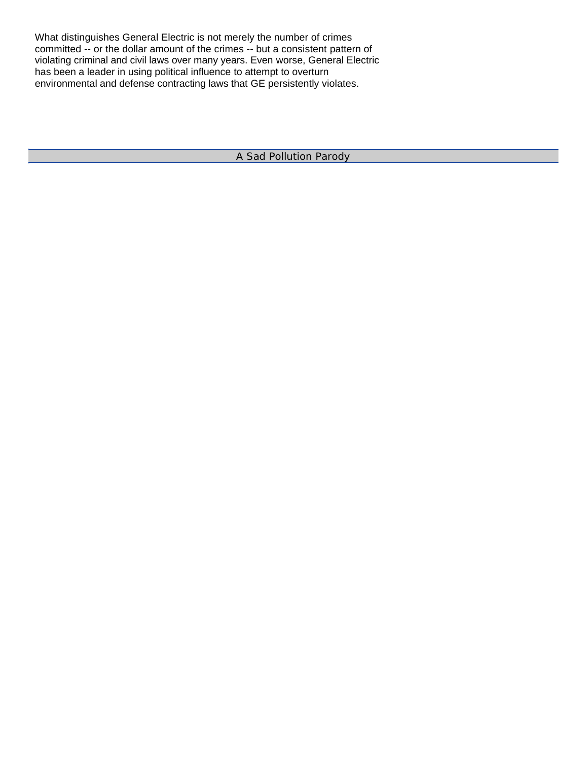What distinguishes General Electric is not merely the number of crimes committed -- or the dollar amount of the crimes -- but a consistent pattern of violating criminal and civil laws over many years. Even worse, General Electric has been a leader in using political influence to attempt to overturn environmental and defense contracting laws that GE persistently violates.

## A Sad Pollution Parody